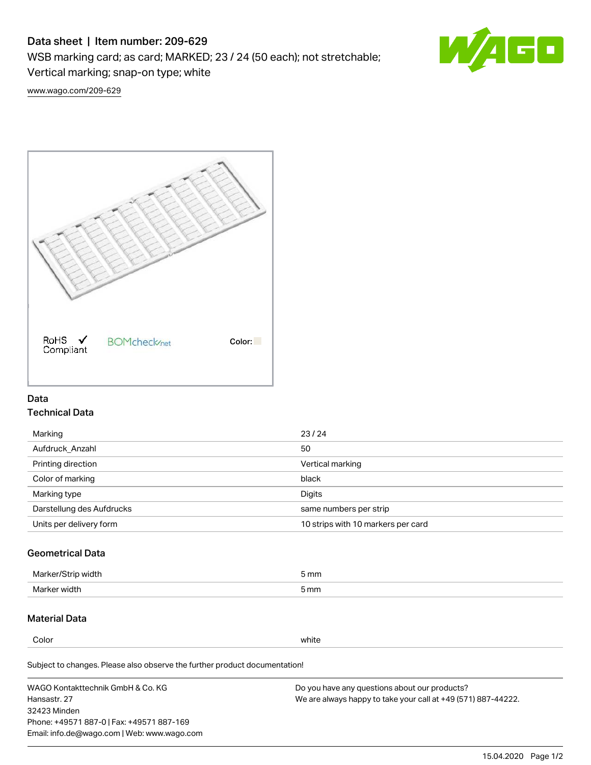# Data sheet | Item number: 209-629

WSB marking card; as card; MARKED; 23 / 24 (50 each); not stretchable; Vertical marking; snap-on type; white

www.wago.com/209-629

RoHS Compliant BOMcheck.net Color:

## Data

### Technical Data

| | |
|---|---|
| Marking | 23 / 24 |
| Aufdruck_Anzahl | 50 |
| Printing direction | Vertical marking |
| Color of marking | black |
| Marking type | Digits |
| Darstellung des Aufdrucks | same numbers per strip |
| Units per delivery form | 10 strips with 10 markers per card |

### Geometrical Data

| | |
|---|---|
| Marker/Strip width | 5 mm |
| Marker width | 5 mm |

### Material Data

| | |
|---|---|
| Color | white |

Subject to changes. Please also observe the further product documentation!

WAGO Kontakttechnik GmbH & Co. KG
Hansastr. 27
32423 Minden
Phone: +49571 887-0 | Fax: +49571 887-169
Email: info.de@wago.com | Web: www.wago.com

Do you have any questions about our products?
We are always happy to take your call at +49 (571) 887-44222.

15.04.2020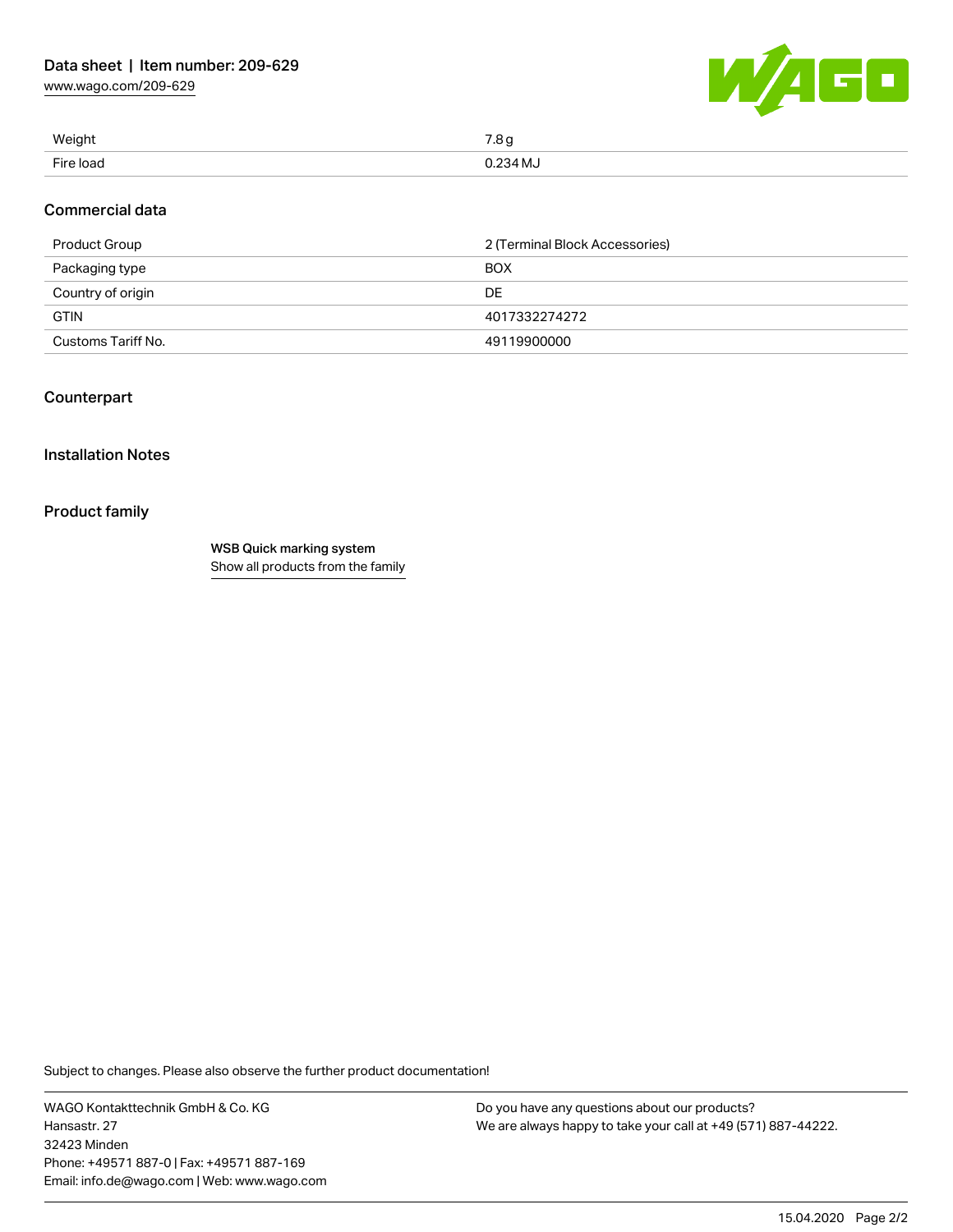| | |
|---|---|
| Weight | 7.8 g |
| Fire load | 0.234 MJ |

## Commercial data

| | |
|---|---|
| Product Group | 2 (Terminal Block Accessories) |
| Packaging type | BOX |
| Country of origin | DE |
| GTIN | 4017332274272 |
| Customs Tariff No. | 49119900000 |

## Counterpart

## Installation Notes

## Product family

**WSB Quick marking system**
Show all products from the family

Subject to changes. Please also observe the further product documentation!

WAGO Kontakttechnik GmbH & Co. KG
Hansastr. 27
32423 Minden
Phone: +49571 887-0 | Fax: +49571 887-169
Email: info.de@wago.com | Web: www.wago.com

Do you have any questions about our products?
We are always happy to take your call at +49 (571) 887-44222.

15.04.2020